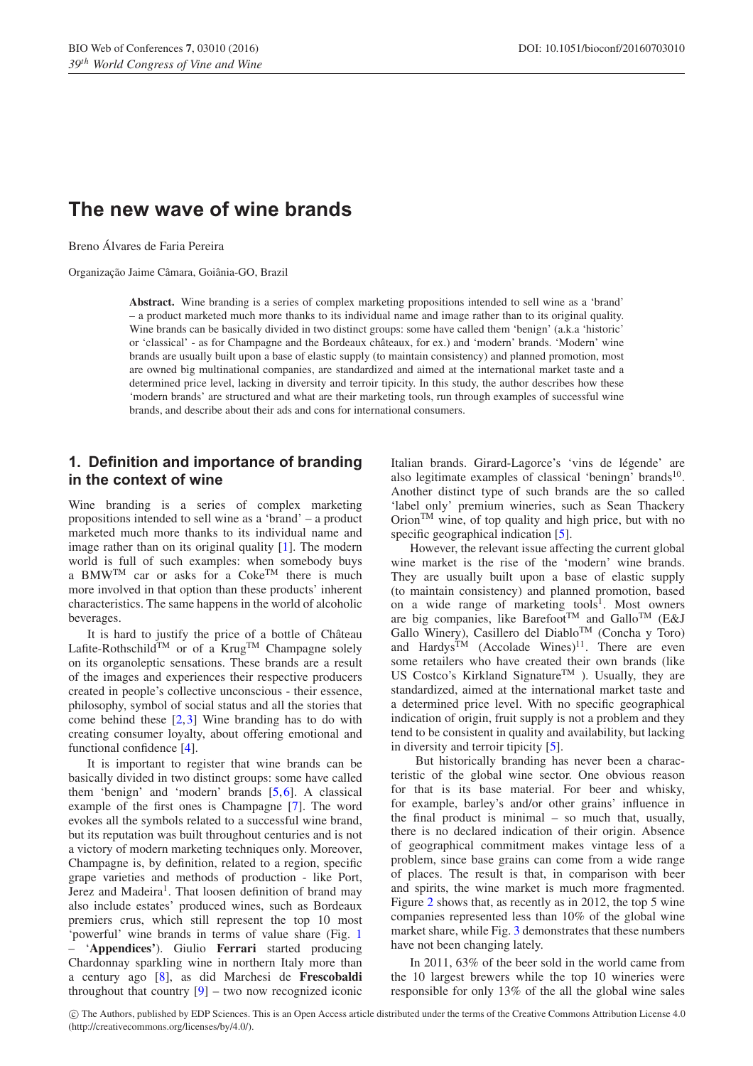# The new wave of wine brands

Breno Álvares de Faria Pereira

Organização Jaime Câmara, Goiânia-GO, Brazil

**Abstract.** Wine branding is a series of complex marketing propositions intended to sell wine as a 'brand' – a product marketed much more thanks to its individual name and image rather than to its original quality. Wine brands can be basically divided in two distinct groups: some have called them 'benign' (a.k.a 'historic' or 'classical' - as for Champagne and the Bordeaux châteaux, for ex.) and 'modern' brands. 'Modern' wine brands are usually built upon a base of elastic supply (to maintain consistency) and planned promotion, most are owned big multinational companies, are standardized and aimed at the international market taste and a determined price level, lacking in diversity and terroir tipicity. In this study, the author describes how these 'modern brands' are structured and what are their marketing tools, run through examples of successful wine brands, and describe about their ads and cons for international consumers.

## 1. Definition and importance of branding in the context of wine

Wine branding is a series of complex marketing propositions intended to sell wine as a 'brand' – a product marketed much more thanks to its individual name and image rather than on its original quality [1]. The modern world is full of such examples: when somebody buys a BMW™ car or asks for a Coke™ there is much more involved in that option than these products' inherent characteristics. The same happens in the world of alcoholic beverages.

It is hard to justify the price of a bottle of Château Lafite-Rothschild™ or of a Krug™ Champagne solely on its organoleptic sensations. These brands are a result of the images and experiences their respective producers created in people's collective unconscious - their essence, philosophy, symbol of social status and all the stories that come behind these [2,3] Wine branding has to do with creating consumer loyalty, about offering emotional and functional confidence [4].

It is important to register that wine brands can be basically divided in two distinct groups: some have called them 'benign' and 'modern' brands [5,6]. A classical example of the first ones is Champagne [7]. The word evokes all the symbols related to a successful wine brand, but its reputation was built throughout centuries and is not a victory of modern marketing techniques only. Moreover, Champagne is, by definition, related to a region, specific grape varieties and methods of production - like Port, Jerez and Madeira[1]. That loosen definition of brand may also include estates' produced wines, such as Bordeaux premiers crus, which still represent the top 10 most 'powerful' wine brands in terms of value share (Fig. 1 – '**Appendices'**). Giulio **Ferrari** started producing Chardonnay sparkling wine in northern Italy more than a century ago [8], as did Marchesi de **Frescobaldi** throughout that country [9] – two now recognized iconic Italian brands. Girard-Lagorce's 'vins de légende' are also legitimate examples of classical 'beningn' brands[10]. Another distinct type of such brands are the so called 'label only' premium wineries, such as Sean Thackery Orion™ wine, of top quality and high price, but with no specific geographical indication [5].

However, the relevant issue affecting the current global wine market is the rise of the 'modern' wine brands. They are usually built upon a base of elastic supply (to maintain consistency) and planned promotion, based on a wide range of marketing tools[1]. Most owners are big companies, like Barefoot™ and Gallo™ (E&J Gallo Winery), Casillero del Diablo™ (Concha y Toro) and Hardys™ (Accolade Wines)[11]. There are even some retailers who have created their own brands (like US Costco's Kirkland Signature™ ). Usually, they are standardized, aimed at the international market taste and a determined price level. With no specific geographical indication of origin, fruit supply is not a problem and they tend to be consistent in quality and availability, but lacking in diversity and terroir tipicity [5].

But historically branding has never been a characteristic of the global wine sector. One obvious reason for that is its base material. For beer and whisky, for example, barley's and/or other grains' influence in the final product is minimal – so much that, usually, there is no declared indication of their origin. Absence of geographical commitment makes vintage less of a problem, since base grains can come from a wide range of places. The result is that, in comparison with beer and spirits, the wine market is much more fragmented. Figure 2 shows that, as recently as in 2012, the top 5 wine companies represented less than 10% of the global wine market share, while Fig. 3 demonstrates that these numbers have not been changing lately.

In 2011, 63% of the beer sold in the world came from the 10 largest brewers while the top 10 wineries were responsible for only 13% of the all the global wine sales

© The Authors, published by EDP Sciences. This is an Open Access article distributed under the terms of the Creative Commons Attribution License 4.0 (http://creativecommons.org/licenses/by/4.0/).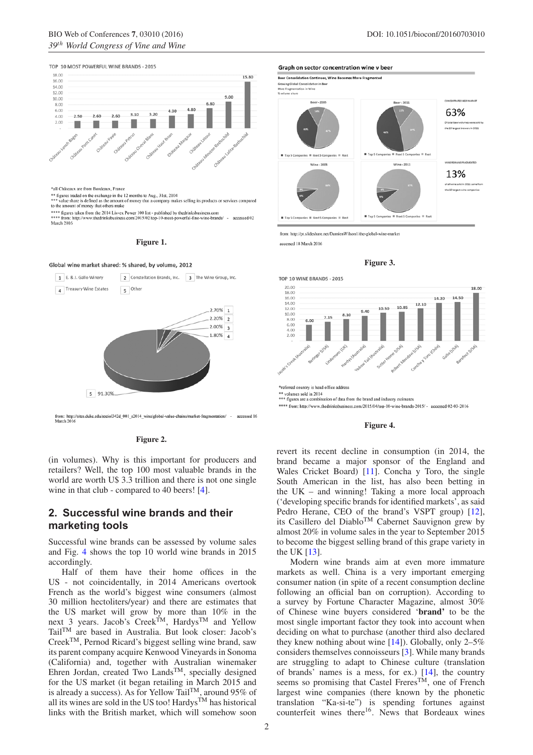TOP 10 MOST POWERFUL WINE BRANDS - 2015

| Brand | Value |
|---|---|
| Château Lynch Bages | 2.50 |
| Château Pont Canet | 2.60 |
| Château Pavie | 2.60 |
| Château Petrus | 3.10 |
| Château Cheval Blanc | 3.20 |
| Château Haut Brion | 4.30 |
| Château Margaux | 4.80 |
| Château Latour | 6.80 |
| Château Mouton Rothschild | 9.00 |
| Château Lafite-Rothschild | 15.80 |

*all Châteaux are from Bordeaux, France
** figures traded on the exchange in the 12 months to Aug., 31st, 2104
*** value share is defined as the amount of money that a company makes selling its products or services compared to the amount of money that others make
**** figures taken from the 2014 Liv-ex Power 100 list - published by thedrinksbusiness.com
**** from: http://www.thedrinksbusiness.com/2015/02/top-10-most-powerful-fine-wine-brands/ - accessed 02 March 2016

**Figure 1.**

Global wine market shared: % shared, by volume, 2012

| | Company | % |
|---|---|---|
| 1 | E. & J. Gallo Winery | 2.70% |
| 2 | Constellation Brands, Inc. | 2.20% |
| 3 | The Wine Group, Inc. | 2.00% |
| 4 | Treasury Wine Estates | 1.80% |
| 5 | Other | 91.30% |

from: http://sites.duke.edu/sociol342d_001_s2014_wine/global-value-chains/market-fragmentation/ - accessed 16 March 2016

**Figure 2.**

Graph on sector concentration wine v beer

Beer Consolidation Continues, Wine Becomes More Fragmented

Beer - 2005; Beer - 2011; Wine - 2005; Wine - 2011

CONCENTRATED BEER MARKET: 63% Of total beer volumes were sold by the 10 largest brewers in 2011

WINE REMAINS FRAGMENTED: 13% of all wine sold in 2011 came from the 10 largest wine companies

from: http://pt.slideshare.net/DamienWilson1/the-global-wine-market
accessed 18 March 2016

**Figure 3.**

TOP 10 WINE BRANDS - 2015

| Brand | Value |
|---|---|
| Jacob's Creek (Australia) | 6.00 |
| Beringer (USA) | 7.15 |
| Lindemans (UK) | 8.10 |
| Hardys (Australia) | 9.40 |
| Yellow Tail (Australia) | 10.50 |
| Sutter Home (USA) | 10.85 |
| Robert Mondavi (USA) | 12.10 |
| Concha y Toro (Chile) | 14.20 |
| Gallo (USA) | 14.50 |
| Barefoot (USA) | 18.00 |

*referred country is head office address
** volumes sold in 2014
*** figures are a combination of data from the brand and industry estimates
**** from: http://www.thedrinksbusiness.com/2015/04/top-10-wine-brands-2015/ - accessed 02-03-2016

**Figure 4.**

(in volumes). Why is this important for producers and retailers? Well, the top 100 most valuable brands in the world are worth U$ 3.3 trillion and there is not one single wine in that club - compared to 40 beers! [4].

## 2. Successful wine brands and their marketing tools

Successful wine brands can be assessed by volume sales and Fig. 4 shows the top 10 world wine brands in 2015 accordingly.

Half of them have their home offices in the US - not coincidentally, in 2014 Americans overtook French as the world's biggest wine consumers (almost 30 million hectoliters/year) and there are estimates that the US market will grow by more than 10% in the next 3 years. Jacob's Creek™, Hardys™ and Yellow Tail™ are based in Australia. But look closer: Jacob's Creek™, Pernod Ricard's biggest selling wine brand, saw its parent company acquire Kenwood Vineyards in Sonoma (California) and, together with Australian winemaker Ehren Jordan, created Two Lands™, specially designed for the US market (it began retailing in March 2015 and is already a success). As for Yellow Tail™, around 95% of all its wines are sold in the US too! Hardys™ has historical links with the British market, which will somehow soon revert its recent decline in consumption (in 2014, the brand became a major sponsor of the England and Wales Cricket Board) [11]. Concha y Toro, the single South American in the list, has also been betting in the UK – and winning! Taking a more local approach ('developing specific brands for identified markets', as said Pedro Herane, CEO of the brand's VSPT group) [12], its Casillero del Diablo™ Cabernet Sauvignon grew by almost 20% in volume sales in the year to September 2015 to become the biggest selling brand of this grape variety in the UK [13].

Modern wine brands aim at even more immature markets as well. China is a very important emerging consumer nation (in spite of a recent consumption decline following an official ban on corruption). According to a survey by Fortune Character Magazine, almost 30% of Chinese wine buyers considered '**brand'** to be the most single important factor they took into account when deciding on what to purchase (another third also declared they knew nothing about wine [14]). Globally, only 2–5% considers themselves connoisseurs [3]. While many brands are struggling to adapt to Chinese culture (translation of brands' names is a mess, for ex.) [14], the country seems so promising that Castel Freres™, one of French largest wine companies (there known by the phonetic translation "Ka-si-te") is spending fortunes against counterfeit wines there[16]. News that Bordeaux wines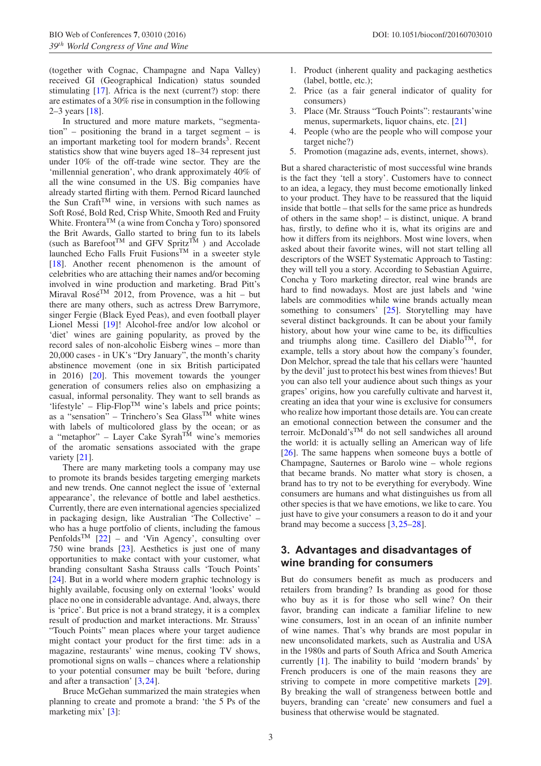(together with Cognac, Champagne and Napa Valley) received GI (Geographical Indication) status sounded stimulating [17]. Africa is the next (current?) stop: there are estimates of a 30% rise in consumption in the following 2–3 years [18].

In structured and more mature markets, "segmentation" – positioning the brand in a target segment – is an important marketing tool for modern brands[3]. Recent statistics show that wine buyers aged 18–34 represent just under 10% of the off-trade wine sector. They are the 'millennial generation', who drank approximately 40% of all the wine consumed in the US. Big companies have already started flirting with them. Pernod Ricard launched the Sun Craft™ wine, in versions with such names as Soft Rosé, Bold Red, Crisp White, Smooth Red and Fruity White. Frontera™ (a wine from Concha y Toro) sponsored the Brit Awards, Gallo started to bring fun to its labels (such as Barefoot™ and GFV Spritz™ ) and Accolade launched Echo Falls Fruit Fusions™ in a sweeter style [18]. Another recent phenomenon is the amount of celebrities who are attaching their names and/or becoming involved in wine production and marketing. Brad Pitt's Miraval Rosé™ 2012, from Provence, was a hit – but there are many others, such as actress Drew Barrymore, singer Fergie (Black Eyed Peas), and even football player Lionel Messi [19]! Alcohol-free and/or low alcohol or 'diet' wines are gaining popularity, as proved by the record sales of non-alcoholic Eisberg wines – more than 20,000 cases - in UK's "Dry January", the month's charity abstinence movement (one in six British participated in 2016) [20]. This movement towards the younger generation of consumers relies also on emphasizing a casual, informal personality. They want to sell brands as 'lifestyle' – Flip-Flop™ wine's labels and price points; as a "sensation" – Trinchero's Sea Glass™ white wines with labels of multicolored glass by the ocean; or as a "metaphor" – Layer Cake Syrah™ wine's memories of the aromatic sensations associated with the grape variety [21].

There are many marketing tools a company may use to promote its brands besides targeting emerging markets and new trends. One cannot neglect the issue of 'external appearance', the relevance of bottle and label aesthetics. Currently, there are even international agencies specialized in packaging design, like Australian 'The Collective' – who has a huge portfolio of clients, including the famous Penfolds™ [22] – and 'Vin Agency', consulting over 750 wine brands [23]. Aesthetics is just one of many opportunities to make contact with your customer, what branding consultant Sasha Strauss calls 'Touch Points' [24]. But in a world where modern graphic technology is highly available, focusing only on external 'looks' would place no one in considerable advantage. And, always, there is 'price'. But price is not a brand strategy, it is a complex result of production and market interactions. Mr. Strauss' "Touch Points" mean places where your target audience might contact your product for the first time: ads in a magazine, restaurants' wine menus, cooking TV shows, promotional signs on walls – chances where a relationship to your potential consumer may be built 'before, during and after a transaction' [3, 24].

Bruce McGehan summarized the main strategies when planning to create and promote a brand: 'the 5 Ps of the marketing mix' [3]:

1. Product (inherent quality and packaging aesthetics (label, bottle, etc.);
2. Price (as a fair general indicator of quality for consumers)
3. Place (Mr. Strauss "Touch Points": restaurants' wine menus, supermarkets, liquor chains, etc. [21]
4. People (who are the people who will compose your target niche?)
5. Promotion (magazine ads, events, internet, shows).

But a shared characteristic of most successful wine brands is the fact they 'tell a story'. Customers have to connect to an idea, a legacy, they must become emotionally linked to your product. They have to be reassured that the liquid inside that bottle – that sells for the same price as hundreds of others in the same shop! – is distinct, unique. A brand has, firstly, to define who it is, what its origins are and how it differs from its neighbors. Most wine lovers, when asked about their favorite wines, will not start telling all descriptors of the WSET Systematic Approach to Tasting: they will tell you a story. According to Sebastian Aguirre, Concha y Toro marketing director, real wine brands are hard to find nowadays. Most are just labels and 'wine labels are commodities while wine brands actually mean something to consumers' [25]. Storytelling may have several distinct backgrounds. It can be about your family history, about how your wine came to be, its difficulties and triumphs along time. Casillero del Diablo™, for example, tells a story about how the company's founder, Don Melchor, spread the tale that his cellars were 'haunted by the devil' just to protect his best wines from thieves! But you can also tell your audience about such things as your grapes' origins, how you carefully cultivate and harvest it, creating an idea that your wine is exclusive for consumers who realize how important those details are. You can create an emotional connection between the consumer and the terroir. McDonald's™ do not sell sandwiches all around the world: it is actually selling an American way of life [26]. The same happens when someone buys a bottle of Champagne, Sauternes or Barolo wine – whole regions that became brands. No matter what story is chosen, a brand has to try not to be everything for everybody. Wine consumers are humans and what distinguishes us from all other species is that we have emotions, we like to care. You just have to give your consumers a reason to do it and your brand may become a success [3, 25–28].

## 3. Advantages and disadvantages of wine branding for consumers

But do consumers benefit as much as producers and retailers from branding? Is branding as good for those who buy as it is for those who sell wine? On their favor, branding can indicate a familiar lifeline to new wine consumers, lost in an ocean of an infinite number of wine names. That's why brands are most popular in new unconsolidated markets, such as Australia and USA in the 1980s and parts of South Africa and South America currently [1]. The inability to build 'modern brands' by French producers is one of the main reasons they are striving to compete in more competitive markets [29]. By breaking the wall of strangeness between bottle and buyers, branding can 'create' new consumers and fuel a business that otherwise would be stagnated.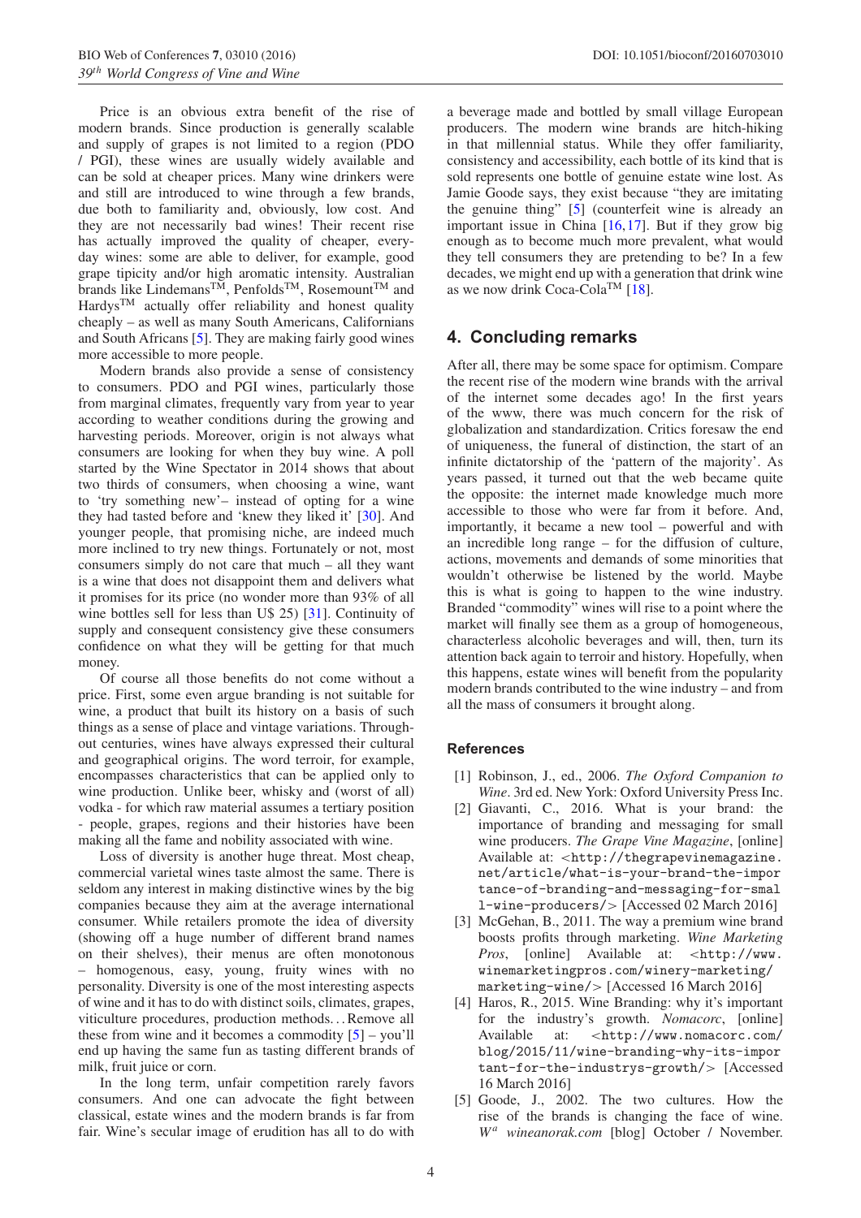Price is an obvious extra benefit of the rise of modern brands. Since production is generally scalable and supply of grapes is not limited to a region (PDO / PGI), these wines are usually widely available and can be sold at cheaper prices. Many wine drinkers were and still are introduced to wine through a few brands, due both to familiarity and, obviously, low cost. And they are not necessarily bad wines! Their recent rise has actually improved the quality of cheaper, every-day wines: some are able to deliver, for example, good grape tipicity and/or high aromatic intensity. Australian brands like Lindemans™, Penfolds™, Rosemount™ and Hardys™ actually offer reliability and honest quality cheaply – as well as many South Americans, Californians and South Africans [5]. They are making fairly good wines more accessible to more people.

Modern brands also provide a sense of consistency to consumers. PDO and PGI wines, particularly those from marginal climates, frequently vary from year to year according to weather conditions during the growing and harvesting periods. Moreover, origin is not always what consumers are looking for when they buy wine. A poll started by the Wine Spectator in 2014 shows that about two thirds of consumers, when choosing a wine, want to 'try something new'– instead of opting for a wine they had tasted before and 'knew they liked it' [30]. And younger people, that promising niche, are indeed much more inclined to try new things. Fortunately or not, most consumers simply do not care that much – all they want is a wine that does not disappoint them and delivers what it promises for its price (no wonder more than 93% of all wine bottles sell for less than U$ 25) [31]. Continuity of supply and consequent consistency give these consumers confidence on what they will be getting for that much money.

Of course all those benefits do not come without a price. First, some even argue branding is not suitable for wine, a product that built its history on a basis of such things as a sense of place and vintage variations. Throughout centuries, wines have always expressed their cultural and geographical origins. The word terroir, for example, encompasses characteristics that can be applied only to wine production. Unlike beer, whisky and (worst of all) vodka - for which raw material assumes a tertiary position - people, grapes, regions and their histories have been making all the fame and nobility associated with wine.

Loss of diversity is another huge threat. Most cheap, commercial varietal wines taste almost the same. There is seldom any interest in making distinctive wines by the big companies because they aim at the average international consumer. While retailers promote the idea of diversity (showing off a huge number of different brand names on their shelves), their menus are often monotonous – homogenous, easy, young, fruity wines with no personality. Diversity is one of the most interesting aspects of wine and it has to do with distinct soils, climates, grapes, viticulture procedures, production methods. . . Remove all these from wine and it becomes a commodity [5] – you'll end up having the same fun as tasting different brands of milk, fruit juice or corn.

In the long term, unfair competition rarely favors consumers. And one can advocate the fight between classical, estate wines and the modern brands is far from fair. Wine's secular image of erudition has all to do with a beverage made and bottled by small village European producers. The modern wine brands are hitch-hiking in that millennial status. While they offer familiarity, consistency and accessibility, each bottle of its kind that is sold represents one bottle of genuine estate wine lost. As Jamie Goode says, they exist because "they are imitating the genuine thing" [5] (counterfeit wine is already an important issue in China [16,17]. But if they grow big enough as to become much more prevalent, what would they tell consumers they are pretending to be? In a few decades, we might end up with a generation that drink wine as we now drink Coca-Cola™ [18].

## 4. Concluding remarks

After all, there may be some space for optimism. Compare the recent rise of the modern wine brands with the arrival of the internet some decades ago! In the first years of the www, there was much concern for the risk of globalization and standardization. Critics foresaw the end of uniqueness, the funeral of distinction, the start of an infinite dictatorship of the 'pattern of the majority'. As years passed, it turned out that the web became quite the opposite: the internet made knowledge much more accessible to those who were far from it before. And, importantly, it became a new tool – powerful and with an incredible long range – for the diffusion of culture, actions, movements and demands of some minorities that wouldn't otherwise be listened by the world. Maybe this is what is going to happen to the wine industry. Branded "commodity" wines will rise to a point where the market will finally see them as a group of homogeneous, characterless alcoholic beverages and will, then, turn its attention back again to terroir and history. Hopefully, when this happens, estate wines will benefit from the popularity modern brands contributed to the wine industry – and from all the mass of consumers it brought along.

## References

[1] Robinson, J., ed., 2006. *The Oxford Companion to Wine*. 3rd ed. New York: Oxford University Press Inc.

[2] Giavanti, C., 2016. What is your brand: the importance of branding and messaging for small wine producers. *The Grape Vine Magazine*, [online] Available at: <http://thegrapevinemagazine.net/article/what-is-your-brand-the-importance-of-branding-and-messaging-for-small-wine-producers/> [Accessed 02 March 2016]

[3] McGehan, B., 2011. The way a premium wine brand boosts profits through marketing. *Wine Marketing Pros*, [online] Available at: <http://www.winemarketingpros.com/winery-marketing/marketing-wine/> [Accessed 16 March 2016]

[4] Haros, R., 2015. Wine Branding: why it's important for the industry's growth. *Nomacorc*, [online] Available at: <http://www.nomacorc.com/blog/2015/11/wine-branding-why-its-important-for-the-industrys-growth/> [Accessed 16 March 2016]

[5] Goode, J., 2002. The two cultures. How the rise of the brands is changing the face of wine. *W<sup>a</sup> wineanorak.com* [blog] October / November.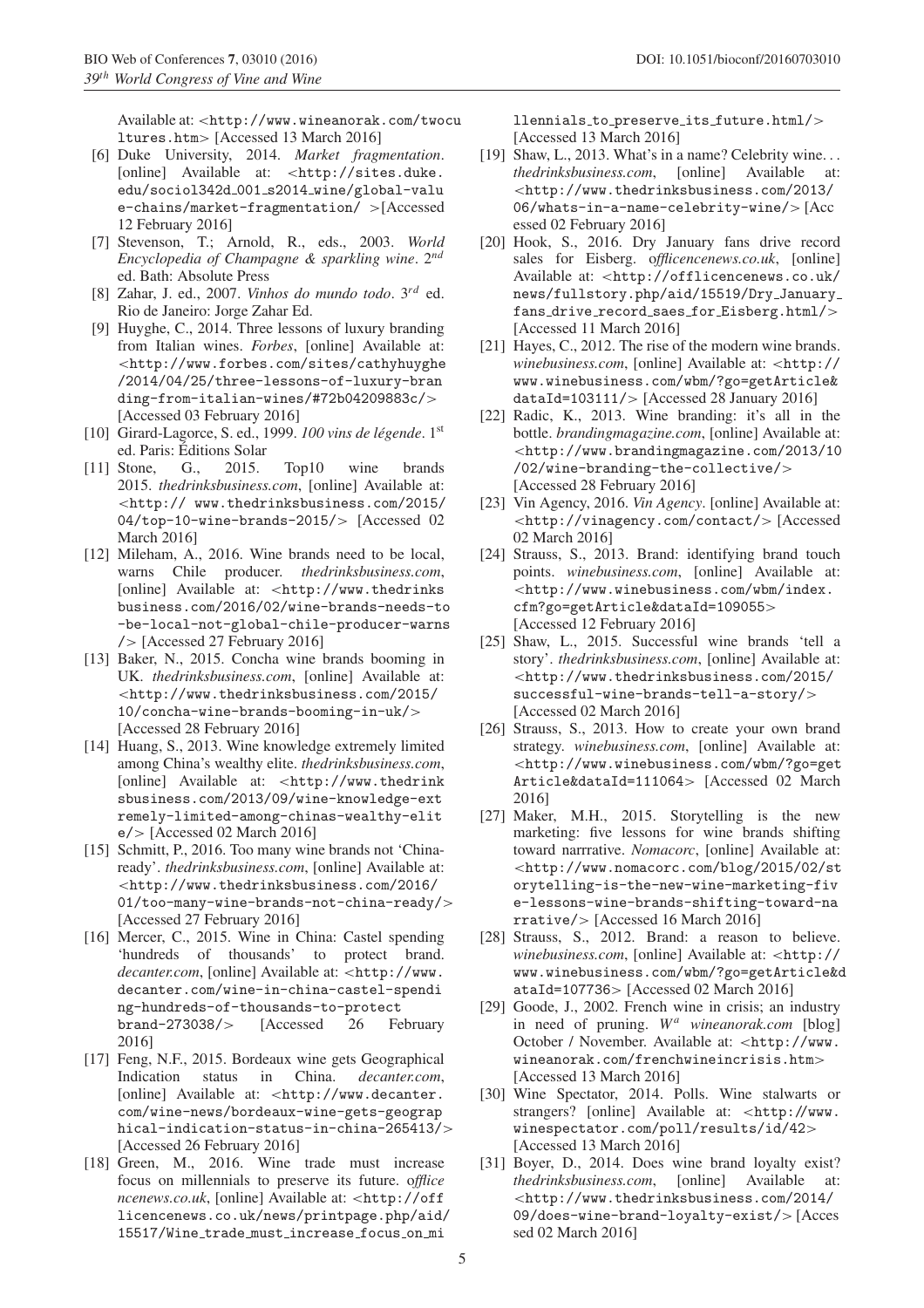Available at: <http://www.wineanorak.com/twocultures.htm> [Accessed 13 March 2016]

[6] Duke University, 2014. *Market fragmentation*. [online] Available at: <http://sites.duke.edu/sociol342d_001_s2014_wine/global-value-chains/market-fragmentation/ >[Accessed 12 February 2016]

[7] Stevenson, T.; Arnold, R., eds., 2003. *World Encyclopedia of Champagne & sparkling wine*. 2[nd] ed. Bath: Absolute Press

[8] Zahar, J. ed., 2007. *Vinhos do mundo todo*. 3[rd] ed. Rio de Janeiro: Jorge Zahar Ed.

[9] Huyghe, C., 2014. Three lessons of luxury branding from Italian wines. *Forbes*, [online] Available at: <http://www.forbes.com/sites/cathyhuyghe/2014/04/25/three-lessons-of-luxury-branding-from-italian-wines/#72b04209883c/> [Accessed 03 February 2016]

[10] Girard-Lagorce, S. ed., 1999. *100 vins de légende*. 1[st] ed. Paris: Éditions Solar

[11] Stone, G., 2015. Top10 wine brands 2015. *thedrinksbusiness.com*, [online] Available at: <http:// www.thedrinksbusiness.com/2015/04/top-10-wine-brands-2015/> [Accessed 02 March 2016]

[12] Mileham, A., 2016. Wine brands need to be local, warns Chile producer. *thedrinksbusiness.com*, [online] Available at: <http://www.thedrinksbusiness.com/2016/02/wine-brands-needs-to-be-local-not-global-chile-producer-warns/> [Accessed 27 February 2016]

[13] Baker, N., 2015. Concha wine brands booming in UK. *thedrinksbusiness.com*, [online] Available at: <http://www.thedrinksbusiness.com/2015/10/concha-wine-brands-booming-in-uk/> [Accessed 28 February 2016]

[14] Huang, S., 2013. Wine knowledge extremely limited among China's wealthy elite. *thedrinksbusiness.com*, [online] Available at: <http://www.thedrinksbusiness.com/2013/09/wine-knowledge-extremely-limited-among-chinas-wealthy-elite/> [Accessed 02 March 2016]

[15] Schmitt, P., 2016. Too many wine brands not 'China-ready'. *thedrinksbusiness.com*, [online] Available at: <http://www.thedrinksbusiness.com/2016/01/too-many-wine-brands-not-china-ready/> [Accessed 27 February 2016]

[16] Mercer, C., 2015. Wine in China: Castel spending 'hundreds of thousands' to protect brand. *decanter.com*, [online] Available at: <http://www.decanter.com/wine-in-china-castel-spending-hundreds-of-thousands-to-protect brand-273038/> [Accessed 26 February 2016]

[17] Feng, N.F., 2015. Bordeaux wine gets Geographical Indication status in China. *decanter.com*, [online] Available at: <http://www.decanter.com/wine-news/bordeaux-wine-gets-geographical-indication-status-in-china-265413/> [Accessed 26 February 2016]

[18] Green, M., 2016. Wine trade must increase focus on millennials to preserve its future. *offlicencenews.co.uk*, [online] Available at: <http://offlicencenews.co.uk/news/printpage.php/aid/15517/Wine_trade_must_increase_focus_on_millennials_to_preserve_its_future.html/> [Accessed 13 March 2016]

[19] Shaw, L., 2013. What's in a name? Celebrity wine… *thedrinksbusiness.com*, [online] Available at: <http://www.thedrinksbusiness.com/2013/06/whats-in-a-name-celebrity-wine/> [Accessed 02 February 2016]

[20] Hook, S., 2016. Dry January fans drive record sales for Eisberg. *offlicencenews.co.uk*, [online] Available at: <http://offlicencenews.co.uk/news/fullstory.php/aid/15519/Dry_January_fans_drive_record_saes_for_Eisberg.html/> [Accessed 11 March 2016]

[21] Hayes, C., 2012. The rise of the modern wine brands. *winebusiness.com*, [online] Available at: <http://www.winebusiness.com/wbm/?go=getArticle&dataId=103111/> [Accessed 28 January 2016]

[22] Radic, K., 2013. Wine branding: it's all in the bottle. *brandingmagazine.com*, [online] Available at: <http://www.brandingmagazine.com/2013/10/02/wine-branding-the-collective/> [Accessed 28 February 2016]

[23] Vin Agency, 2016. *Vin Agency*. [online] Available at: <http://vinagency.com/contact/> [Accessed 02 March 2016]

[24] Strauss, S., 2013. Brand: identifying brand touch points. *winebusiness.com*, [online] Available at: <http://www.winebusiness.com/wbm/index.cfm?go=getArticle&dataId=109055> [Accessed 12 February 2016]

[25] Shaw, L., 2015. Successful wine brands 'tell a story'. *thedrinksbusiness.com*, [online] Available at: <http://www.thedrinksbusiness.com/2015/successful-wine-brands-tell-a-story/> [Accessed 02 March 2016]

[26] Strauss, S., 2013. How to create your own brand strategy. *winebusiness.com*, [online] Available at: <http://www.winebusiness.com/wbm/?go=getArticle&dataId=111064> [Accessed 02 March 2016]

[27] Maker, M.H., 2015. Storytelling is the new marketing: five lessons for wine brands shifting toward narrrative. *Nomacorc*, [online] Available at: <http://www.nomacorc.com/blog/2015/02/storytelling-is-the-new-wine-marketing-five-lessons-wine-brands-shifting-toward-narrative/> [Accessed 16 March 2016]

[28] Strauss, S., 2012. Brand: a reason to believe. *winebusiness.com*, [online] Available at: <http://www.winebusiness.com/wbm/?go=getArticle&dataId=107736> [Accessed 02 March 2016]

[29] Goode, J., 2002. French wine in crisis; an industry in need of pruning. *W[a] wineanorak.com* [blog] October / November. Available at: <http://www.wineanorak.com/frenchwineincrisis.htm> [Accessed 13 March 2016]

[30] Wine Spectator, 2014. Polls. Wine stalwarts or strangers? [online] Available at: <http://www.winespectator.com/poll/results/id/42> [Accessed 13 March 2016]

[31] Boyer, D., 2014. Does wine brand loyalty exist? *thedrinksbusiness.com*, [online] Available at: <http://www.thedrinksbusiness.com/2014/09/does-wine-brand-loyalty-exist/> [Accessed 02 March 2016]